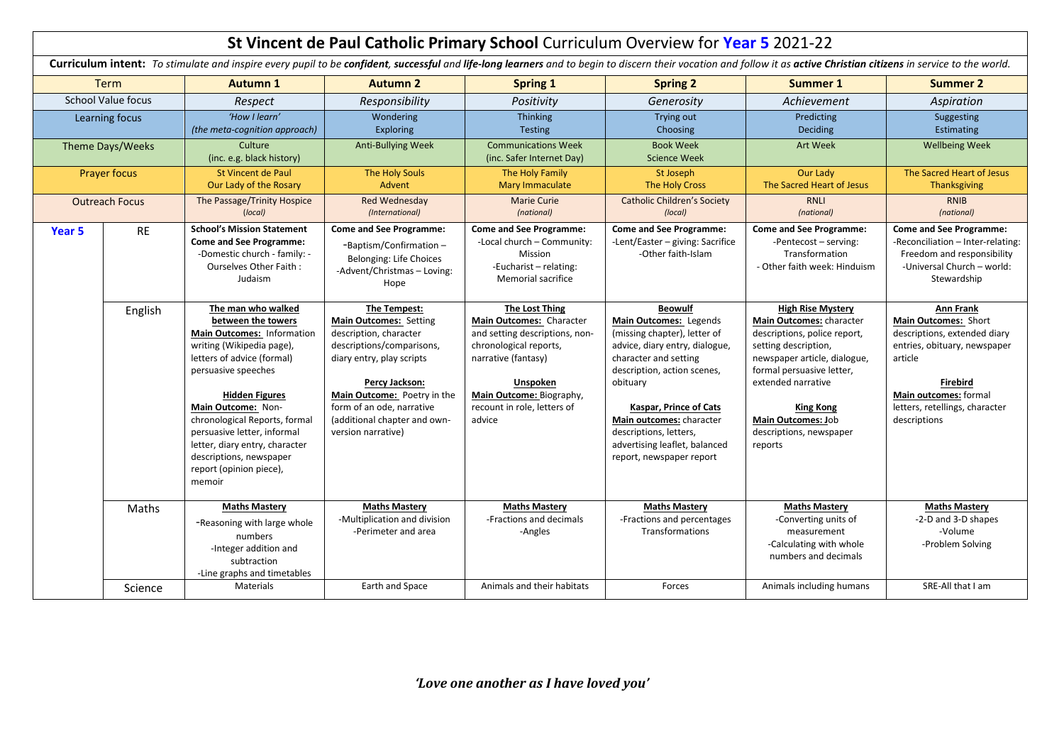# **St Vincent de Paul Catholic Primary School** Curriculum Overview for **Year 5** 2021-22

**Curriculum intent:** *To stimulate and inspire every pupil to be **confident**, **successful** and **life-long learners** and to begin to discern their vocation and follow it as **active Christian citizens** in service to the world.*

| Term | | **Autumn 1** | **Autumn 2** | **Spring 1** | **Spring 2** | **Summer 1** | **Summer 2** |
|---|---|---|---|---|---|---|---|
| School Value focus | | *Respect* | *Responsibility* | *Positivity* | *Generosity* | *Achievement* | *Aspiration* |
| Learning focus | | *'How I learn'* *(the meta-cognition approach)* | Wondering Exploring | Thinking Testing | Trying out Choosing | Predicting Deciding | Suggesting Estimating |
| Theme Days/Weeks | | Culture (inc. e.g. black history) | Anti-Bullying Week | Communications Week (inc. Safer Internet Day) | Book Week Science Week | Art Week | Wellbeing Week |
| Prayer focus | | St Vincent de Paul Our Lady of the Rosary | The Holy Souls Advent | The Holy Family Mary Immaculate | St Joseph The Holy Cross | Our Lady The Sacred Heart of Jesus | The Sacred Heart of Jesus Thanksgiving |
| Outreach Focus | | The Passage/Trinity Hospice *(local)* | Red Wednesday *(International)* | Marie Curie *(national)* | Catholic Children's Society *(local)* | RNLI *(national)* | RNIB *(national)* |
| **Year 5** | RE | **School's Mission Statement** **Come and See Programme:** -Domestic church - family: - Ourselves Other Faith : Judaism | **Come and See Programme:** -Baptism/Confirmation – Belonging: Life Choices -Advent/Christmas – Loving: Hope | **Come and See Programme:** -Local church – Community: Mission -Eucharist – relating: Memorial sacrifice | **Come and See Programme:** -Lent/Easter – giving: Sacrifice -Other faith-Islam | **Come and See Programme:** -Pentecost – serving: Transformation - Other faith week: Hinduism | **Come and See Programme:** -Reconciliation – Inter-relating: Freedom and responsibility -Universal Church – world: Stewardship |
| | English | **The man who walked between the towers** **Main Outcomes:** Information writing (Wikipedia page), letters of advice (formal) persuasive speeches **Hidden Figures** **Main Outcome:** Non-chronological Reports, formal persuasive letter, informal letter, diary entry, character descriptions, newspaper report (opinion piece), memoir | **The Tempest:** **Main Outcomes:** Setting description, character descriptions/comparisons, diary entry, play scripts **Percy Jackson:** **Main Outcome:** Poetry in the form of an ode, narrative (additional chapter and own-version narrative) | **The Lost Thing** **Main Outcomes:** Character and setting descriptions, non-chronological reports, narrative (fantasy) **Unspoken** **Main Outcome:** Biography, recount in role, letters of advice | **Beowulf** **Main Outcomes:** Legends (missing chapter), letter of advice, diary entry, dialogue, character and setting description, action scenes, obituary **Kaspar, Prince of Cats** **Main outcomes:** character descriptions, letters, advertising leaflet, balanced report, newspaper report | **High Rise Mystery** **Main Outcomes:** character descriptions, police report, setting description, newspaper article, dialogue, formal persuasive letter, extended narrative **King Kong** **Main Outcomes:** Job descriptions, newspaper reports | **Ann Frank** **Main Outcomes:** Short descriptions, extended diary entries, obituary, newspaper article **Firebird** **Main outcomes:** formal letters, retellings, character descriptions |
| | Maths | **Maths Mastery** -Reasoning with large whole numbers -Integer addition and subtraction -Line graphs and timetables | **Maths Mastery** -Multiplication and division -Perimeter and area | **Maths Mastery** -Fractions and decimals -Angles | **Maths Mastery** -Fractions and percentages Transformations | **Maths Mastery** -Converting units of measurement -Calculating with whole numbers and decimals | **Maths Mastery** -2-D and 3-D shapes -Volume -Problem Solving |
| | Science | Materials | Earth and Space | Animals and their habitats | Forces | Animals including humans | SRE-All that I am |

***'Love one another as I have loved you'***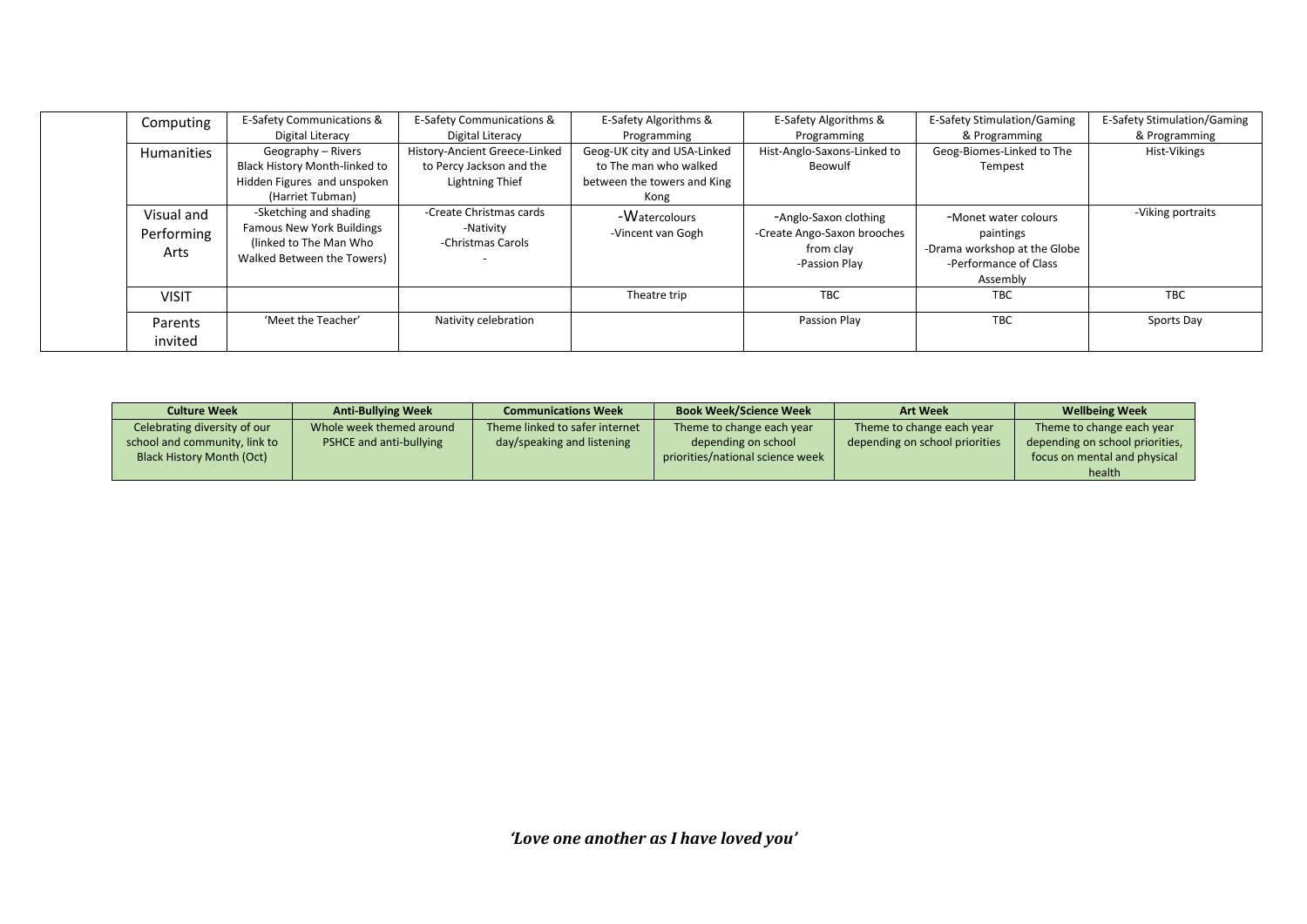| | | | | | | |
|---|---|---|---|---|---|---|
| Computing | E-Safety Communications & Digital Literacy | E-Safety Communications & Digital Literacy | E-Safety Algorithms & Programming | E-Safety Algorithms & Programming | E-Safety Stimulation/Gaming & Programming | E-Safety Stimulation/Gaming & Programming |
| Humanities | Geography – Rivers Black History Month-linked to Hidden Figures and unspoken (Harriet Tubman) | History-Ancient Greece-Linked to Percy Jackson and the Lightning Thief | Geog-UK city and USA-Linked to The man who walked between the towers and King Kong | Hist-Anglo-Saxons-Linked to Beowulf | Geog-Biomes-Linked to The Tempest | Hist-Vikings |
| Visual and Performing Arts | -Sketching and shading Famous New York Buildings (linked to The Man Who Walked Between the Towers) | -Create Christmas cards -Nativity -Christmas Carols - | -Watercolours -Vincent van Gogh | -Anglo-Saxon clothing -Create Ango-Saxon brooches from clay -Passion Play | -Monet water colours paintings -Drama workshop at the Globe -Performance of Class Assembly | -Viking portraits |
| VISIT | | | Theatre trip | TBC | TBC | TBC |
| Parents invited | 'Meet the Teacher' | Nativity celebration | | Passion Play | TBC | Sports Day |

| Culture Week | Anti-Bullying Week | Communications Week | Book Week/Science Week | Art Week | Wellbeing Week |
|---|---|---|---|---|---|
| Celebrating diversity of our school and community, link to Black History Month (Oct) | Whole week themed around PSHCE and anti-bullying | Theme linked to safer internet day/speaking and listening | Theme to change each year depending on school priorities/national science week | Theme to change each year depending on school priorities | Theme to change each year depending on school priorities, focus on mental and physical health |

***'Love one another as I have loved you'***